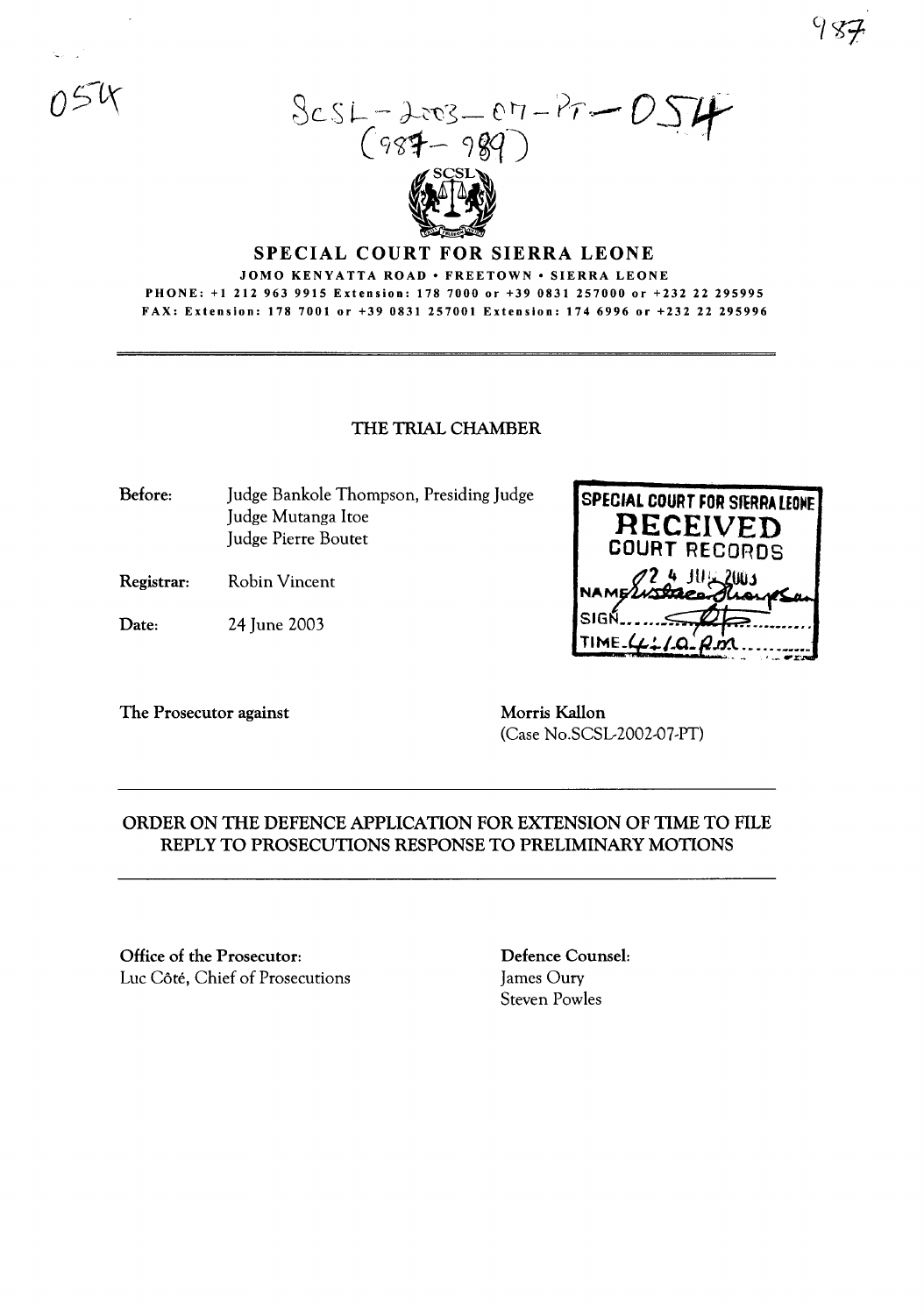054

SCSL-2003-07-PT-054
(987-989)

# SPECIAL COURT FOR SIERRA LEONE

JOMO KENYATTA ROAD • FREETOWN • SIERRA LEONE
PHONE: +1 212 963 9915 Extension: 178 7000 or +39 0831 257000 or +232 22 295995
FAX: Extension: 178 7001 or +39 0831 257001 Extension: 174 6996 or +232 22 295996

## THE TRIAL CHAMBER

**Before:** Judge Bankole Thompson, Presiding Judge
Judge Mutanga Itoe
Judge Pierre Boutet

**Registrar:** Robin Vincent

**Date:** 24 June 2003

SPECIAL COURT FOR SIERRA LEONE
RECEIVED
COURT RECORDS
24 JUN 2003
NAME Eustace Thompson
SIGN
TIME 4:10 pm

**The Prosecutor against** Morris Kallon
(Case No.SCSL-2002-07-PT)

## ORDER ON THE DEFENCE APPLICATION FOR EXTENSION OF TIME TO FILE REPLY TO PROSECUTIONS RESPONSE TO PRELIMINARY MOTIONS

**Office of the Prosecutor:**
Luc Côté, Chief of Prosecutions

**Defence Counsel:**
James Oury
Steven Powles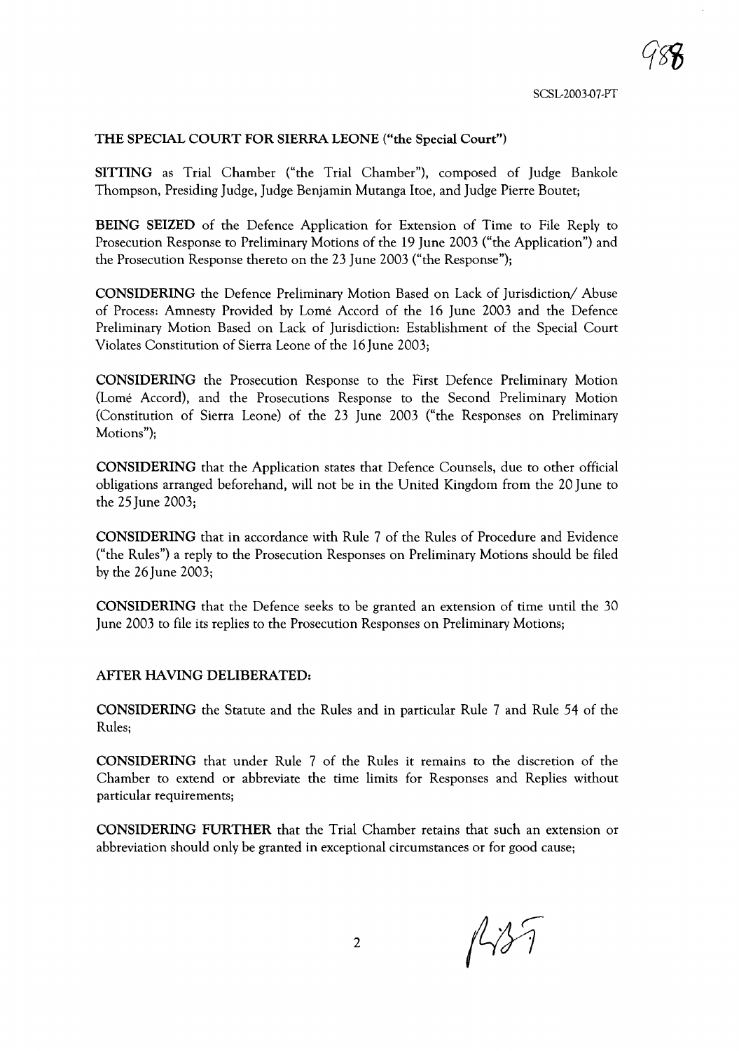**THE SPECIAL COURT FOR SIERRA LEONE ("the Special Court")**

**SITTING** as Trial Chamber ("the Trial Chamber"), composed of Judge Bankole Thompson, Presiding Judge, Judge Benjamin Mutanga Itoe, and Judge Pierre Boutet;

**BEING SEIZED** of the Defence Application for Extension of Time to File Reply to Prosecution Response to Preliminary Motions of the 19 June 2003 ("the Application") and the Prosecution Response thereto on the 23 June 2003 ("the Response");

**CONSIDERING** the Defence Preliminary Motion Based on Lack of Jurisdiction/ Abuse of Process: Amnesty Provided by Lomé Accord of the 16 June 2003 and the Defence Preliminary Motion Based on Lack of Jurisdiction: Establishment of the Special Court Violates Constitution of Sierra Leone of the 16 June 2003;

**CONSIDERING** the Prosecution Response to the First Defence Preliminary Motion (Lomé Accord), and the Prosecutions Response to the Second Preliminary Motion (Constitution of Sierra Leone) of the 23 June 2003 ("the Responses on Preliminary Motions");

**CONSIDERING** that the Application states that Defence Counsels, due to other official obligations arranged beforehand, will not be in the United Kingdom from the 20 June to the 25 June 2003;

**CONSIDERING** that in accordance with Rule 7 of the Rules of Procedure and Evidence ("the Rules") a reply to the Prosecution Responses on Preliminary Motions should be filed by the 26 June 2003;

**CONSIDERING** that the Defence seeks to be granted an extension of time until the 30 June 2003 to file its replies to the Prosecution Responses on Preliminary Motions;

**AFTER HAVING DELIBERATED:**

**CONSIDERING** the Statute and the Rules and in particular Rule 7 and Rule 54 of the Rules;

**CONSIDERING** that under Rule 7 of the Rules it remains to the discretion of the Chamber to extend or abbreviate the time limits for Responses and Replies without particular requirements;

**CONSIDERING FURTHER** that the Trial Chamber retains that such an extension or abbreviation should only be granted in exceptional circumstances or for good cause;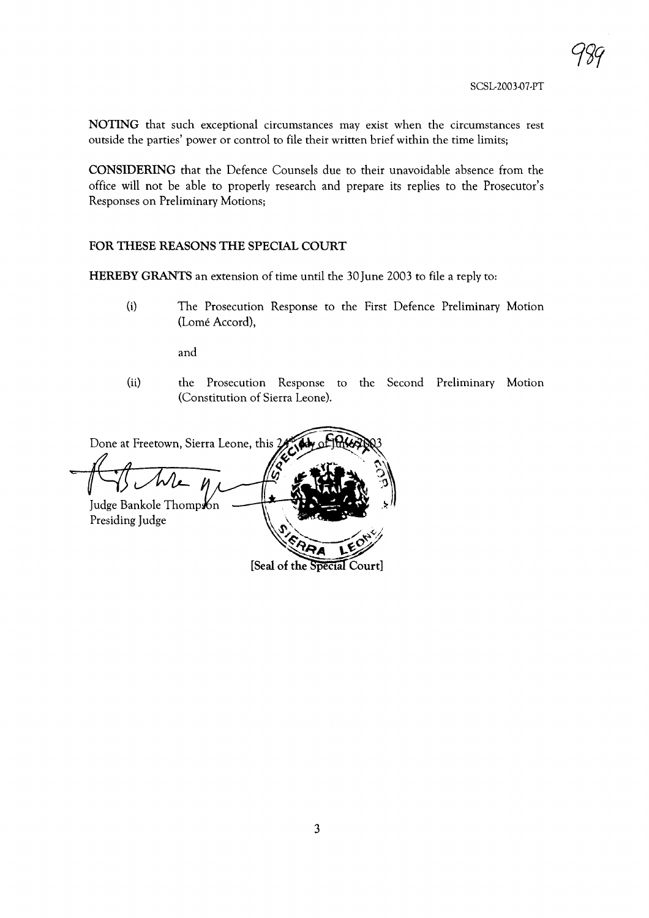**NOTING** that such exceptional circumstances may exist when the circumstances rest outside the parties' power or control to file their written brief within the time limits;

**CONSIDERING** that the Defence Counsels due to their unavoidable absence from the office will not be able to properly research and prepare its replies to the Prosecutor's Responses on Preliminary Motions;

**FOR THESE REASONS THE SPECIAL COURT**

**HEREBY GRANTS** an extension of time until the 30 June 2003 to file a reply to:

(i) The Prosecution Response to the First Defence Preliminary Motion (Lomé Accord),

and

(ii) the Prosecution Response to the Second Preliminary Motion (Constitution of Sierra Leone).

Done at Freetown, Sierra Leone, this 24th day of June 2003

Judge Bankole Thompson
Presiding Judge

[Seal of the Special Court]